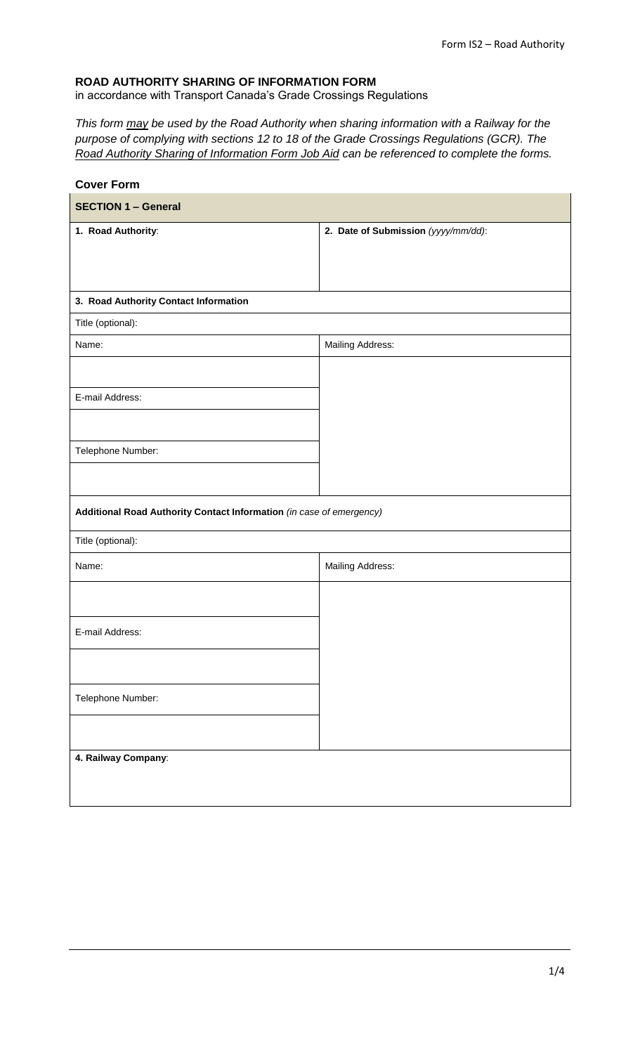# ROAD AUTHORITY SHARING OF INFORMATION FORM

in accordance with Transport Canada's Grade Crossings Regulations

*This form <u>may</u> be used by the Road Authority when sharing information with a Railway for the purpose of complying with sections 12 to 18 of the Grade Crossings Regulations (GCR). The <u>Road Authority Sharing of Information Form Job Aid</u> can be referenced to complete the forms.*

## Cover Form

| **SECTION 1 – General** | |
|---|---|
| **1. Road Authority**: | **2. Date of Submission** *(yyyy/mm/dd)*: |
| **3. Road Authority Contact Information** | |
| Title (optional): | |
| Name: | Mailing Address: |
| | |
| E-mail Address: | |
| | |
| Telephone Number: | |
| | |
| **Additional Road Authority Contact Information** *(in case of emergency)* | |
| Title (optional): | |
| Name: | Mailing Address: |
| | |
| E-mail Address: | |
| | |
| Telephone Number: | |
| | |
| **4. Railway Company**: | |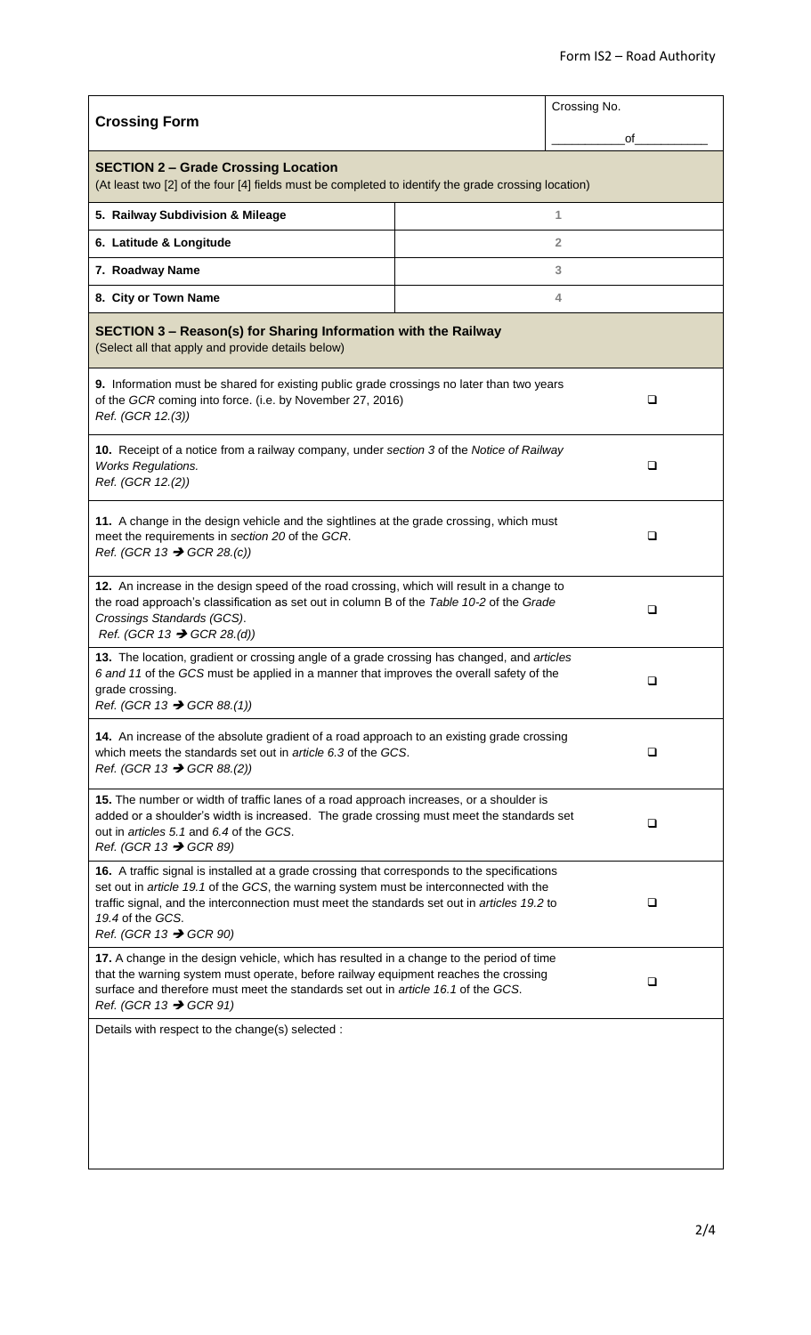Form IS2 – Road Authority

| **Crossing Form** | | Crossing No.<br>\_\_\_\_\_\_\_\_\_\_of\_\_\_\_\_\_\_\_\_\_ |
|---|---|---|
| **SECTION 2 – Grade Crossing Location**<br>(At least two [2] of the four [4] fields must be completed to identify the grade crossing location) | | |
| **5. Railway Subdivision & Mileage** | 1 | |
| **6. Latitude & Longitude** | 2 | |
| **7. Roadway Name** | 3 | |
| **8. City or Town Name** | 4 | |

| **SECTION 3 – Reason(s) for Sharing Information with the Railway**<br>(Select all that apply and provide details below) | |
|---|---|
| **9.** Information must be shared for existing public grade crossings no later than two years of the *GCR* coming into force. (i.e. by November 27, 2016)<br>*Ref. (GCR 12.(3))* | ☐ |
| **10.** Receipt of a notice from a railway company, under *section 3* of the *Notice of Railway Works Regulations.*<br>*Ref. (GCR 12.(2))* | ☐ |
| **11.** A change in the design vehicle and the sightlines at the grade crossing, which must meet the requirements in *section 20* of the *GCR*.<br>*Ref. (GCR 13 → GCR 28.(c))* | ☐ |
| **12.** An increase in the design speed of the road crossing, which will result in a change to the road approach's classification as set out in column B of the *Table 10-2* of the *Grade Crossings Standards (GCS)*.<br>*Ref. (GCR 13 → GCR 28.(d))* | ☐ |
| **13.** The location, gradient or crossing angle of a grade crossing has changed, and *articles 6* and *11* of the *GCS* must be applied in a manner that improves the overall safety of the grade crossing.<br>*Ref. (GCR 13 → GCR 88.(1))* | ☐ |
| **14.** An increase of the absolute gradient of a road approach to an existing grade crossing which meets the standards set out in *article 6.3* of the *GCS*.<br>*Ref. (GCR 13 → GCR 88.(2))* | ☐ |
| **15.** The number or width of traffic lanes of a road approach increases, or a shoulder is added or a shoulder's width is increased. The grade crossing must meet the standards set out in *articles 5.1* and *6.4* of the *GCS*.<br>*Ref. (GCR 13 → GCR 89)* | ☐ |
| **16.** A traffic signal is installed at a grade crossing that corresponds to the specifications set out in *article 19.1* of the *GCS*, the warning system must be interconnected with the traffic signal, and the interconnection must meet the standards set out in *articles 19.2* to *19.4* of the *GCS*.<br>*Ref. (GCR 13 → GCR 90)* | ☐ |
| **17.** A change in the design vehicle, which has resulted in a change to the period of time that the warning system must operate, before railway equipment reaches the crossing surface and therefore must meet the standards set out in *article 16.1* of the *GCS*.<br>*Ref. (GCR 13 → GCR 91)* | ☐ |
| Details with respect to the change(s) selected : | |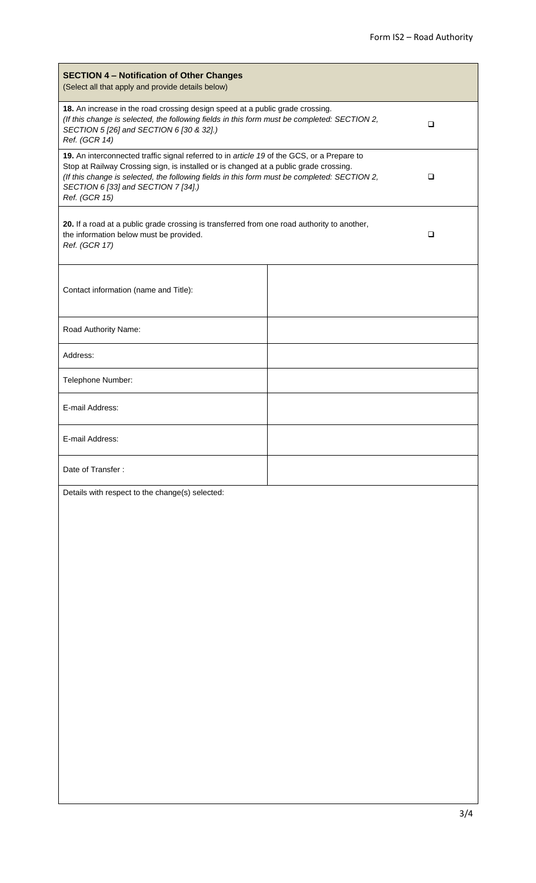| **SECTION 4 – Notification of Other Changes**<br>(Select all that apply and provide details below) | |
|---|---|
| **18.** An increase in the road crossing design speed at a public grade crossing.<br>*(If this change is selected, the following fields in this form must be completed: SECTION 2, SECTION 5 [26] and SECTION 6 [30 & 32].)*<br>*Ref. (GCR 14)* | ❑ |
| **19.** An interconnected traffic signal referred to in *article 19* of the GCS, or a Prepare to Stop at Railway Crossing sign, is installed or is changed at a public grade crossing.<br>*(If this change is selected, the following fields in this form must be completed: SECTION 2, SECTION 6 [33] and SECTION 7 [34].)*<br>*Ref. (GCR 15)* | ❑ |
| **20.** If a road at a public grade crossing is transferred from one road authority to another, the information below must be provided.<br>*Ref. (GCR 17)* | ❑ |

| Contact information (name and Title): | |
|---|---|
| Road Authority Name: | |
| Address: | |
| Telephone Number: | |
| E-mail Address: | |
| E-mail Address: | |
| Date of Transfer : | |

Details with respect to the change(s) selected: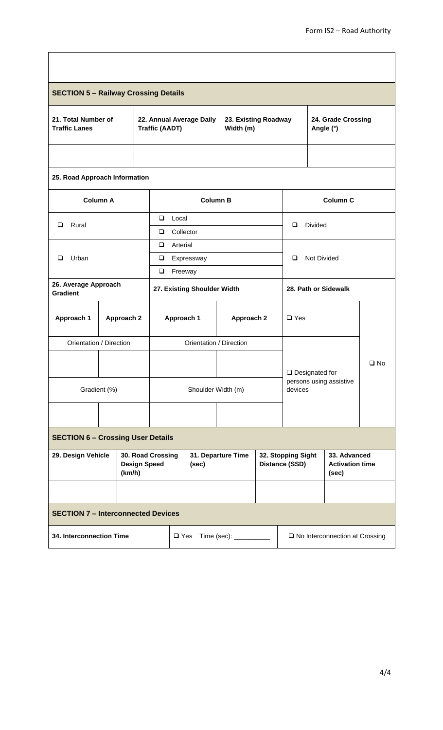## SECTION 5 – Railway Crossing Details

| 21. Total Number of Traffic Lanes | 22. Annual Average Daily Traffic (AADT) | 23. Existing Roadway Width (m) | 24. Grade Crossing Angle (°) |
|---|---|---|---|
| | | | |

**25. Road Approach Information**

| Column A | Column B | Column C |
|---|---|---|
| ❑ Rural | ❑ Local<br>❑ Collector | ❑ Divided |
| ❑ Urban | ❑ Arterial<br>❑ Expressway<br>❑ Freeway | ❑ Not Divided |

| 26. Average Approach Gradient | | 27. Existing Shoulder Width | | 28. Path or Sidewalk | |
|---|---|---|---|---|---|
| Approach 1 | Approach 2 | Approach 1 | Approach 2 | ❑ Yes | ❑ No |
| Orientation / Direction | | Orientation / Direction | | ❑ Designated for persons using assistive devices | |
| | | | | | |
| Gradient (%) | | Shoulder Width (m) | | | |
| | | | | | |

## SECTION 6 – Crossing User Details

| 29. Design Vehicle | 30. Road Crossing Design Speed (km/h) | 31. Departure Time (sec) | 32. Stopping Sight Distance (SSD) | 33. Advanced Activation time (sec) |
|---|---|---|---|---|
| | | | | |

## SECTION 7 – Interconnected Devices

| 34. Interconnection Time | ❑ Yes Time (sec): __________ | ❑ No Interconnection at Crossing |
|---|---|---|